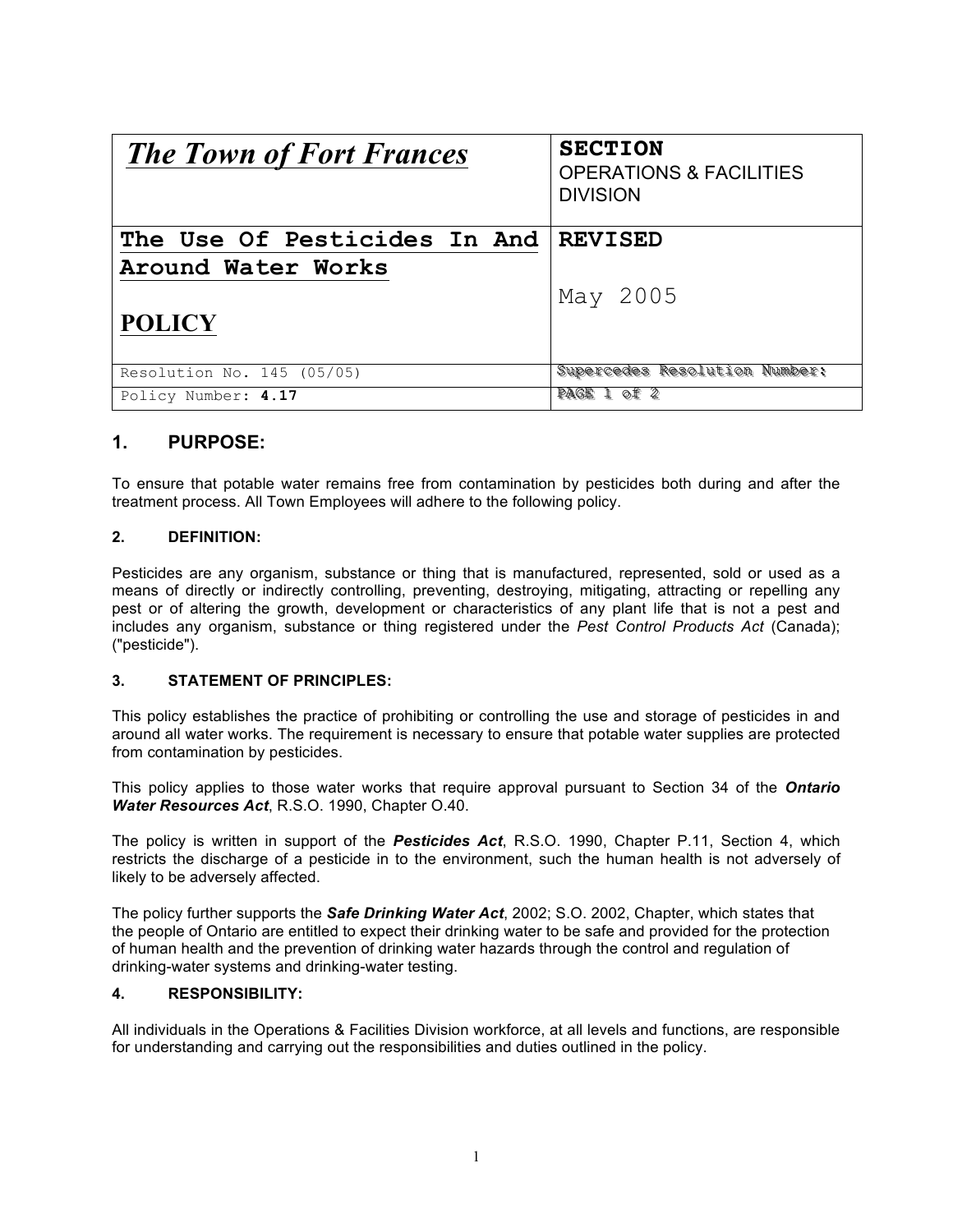| The Town of Fort Frances | SECTION<br>OPERATIONS & FACILITIES DIVISION |
|---|---|
| **The Use Of Pesticides In And Around Water Works**<br><br>**POLICY** | **REVISED**<br><br>May 2005 |
| Resolution No. 145 (05/05) | Supercedes Resolution Number: |
| Policy Number: **4.17** | PAGE 1 of 2 |

## 1. PURPOSE:

To ensure that potable water remains free from contamination by pesticides both during and after the treatment process. All Town Employees will adhere to the following policy.

### 2. DEFINITION:

Pesticides are any organism, substance or thing that is manufactured, represented, sold or used as a means of directly or indirectly controlling, preventing, destroying, mitigating, attracting or repelling any pest or of altering the growth, development or characteristics of any plant life that is not a pest and includes any organism, substance or thing registered under the *Pest Control Products Act* (Canada); ("pesticide").

### 3. STATEMENT OF PRINCIPLES:

This policy establishes the practice of prohibiting or controlling the use and storage of pesticides in and around all water works. The requirement is necessary to ensure that potable water supplies are protected from contamination by pesticides.

This policy applies to those water works that require approval pursuant to Section 34 of the ***Ontario Water Resources Act***, R.S.O. 1990, Chapter O.40.

The policy is written in support of the ***Pesticides Act***, R.S.O. 1990, Chapter P.11, Section 4, which restricts the discharge of a pesticide in to the environment, such the human health is not adversely of likely to be adversely affected.

The policy further supports the ***Safe Drinking Water Act***, 2002; S.O. 2002, Chapter, which states that the people of Ontario are entitled to expect their drinking water to be safe and provided for the protection of human health and the prevention of drinking water hazards through the control and regulation of drinking-water systems and drinking-water testing.

### 4. RESPONSIBILITY:

All individuals in the Operations & Facilities Division workforce, at all levels and functions, are responsible for understanding and carrying out the responsibilities and duties outlined in the policy.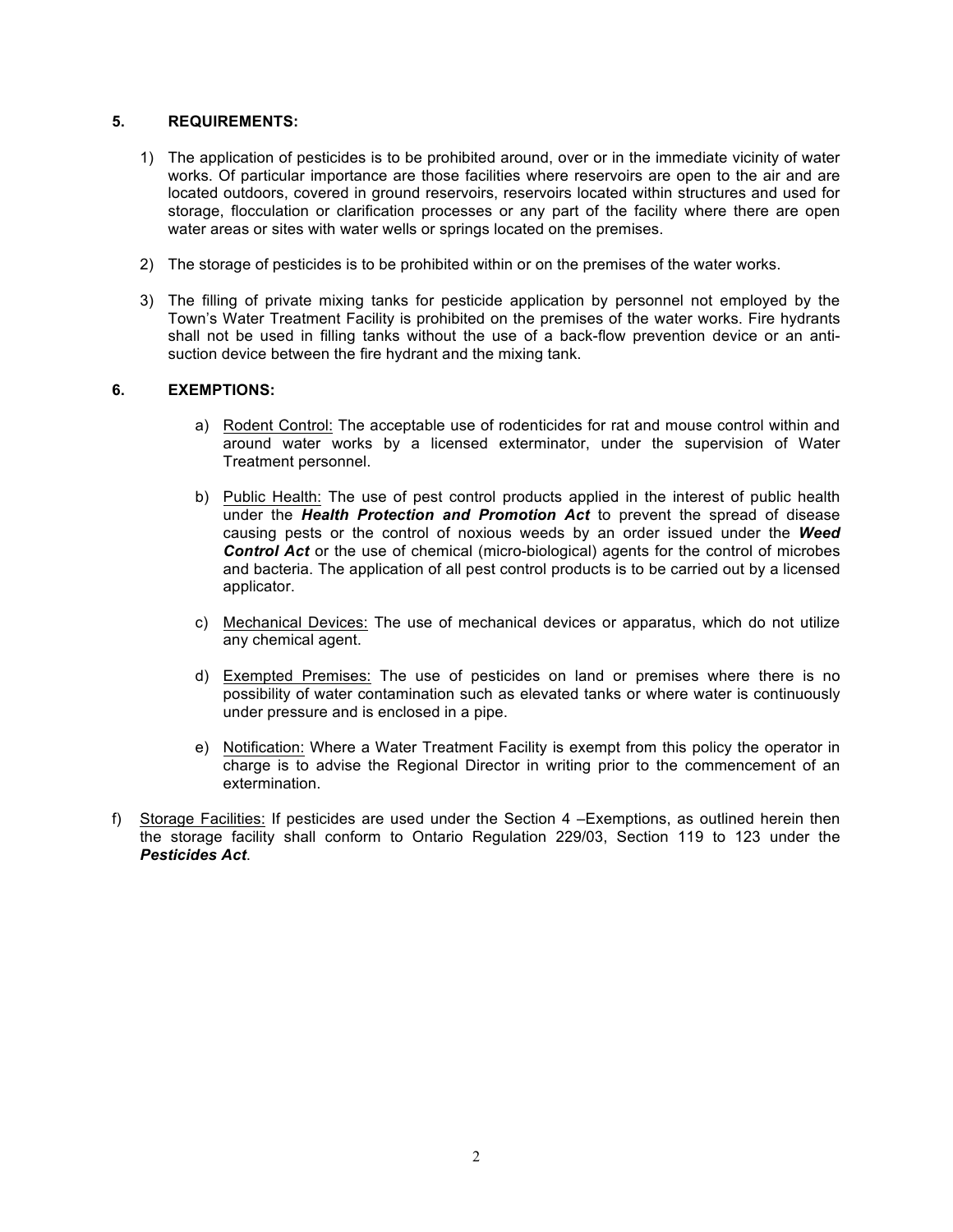## 5. REQUIREMENTS:

1) The application of pesticides is to be prohibited around, over or in the immediate vicinity of water works. Of particular importance are those facilities where reservoirs are open to the air and are located outdoors, covered in ground reservoirs, reservoirs located within structures and used for storage, flocculation or clarification processes or any part of the facility where there are open water areas or sites with water wells or springs located on the premises.

2) The storage of pesticides is to be prohibited within or on the premises of the water works.

3) The filling of private mixing tanks for pesticide application by personnel not employed by the Town's Water Treatment Facility is prohibited on the premises of the water works. Fire hydrants shall not be used in filling tanks without the use of a back-flow prevention device or an anti-suction device between the fire hydrant and the mixing tank.

## 6. EXEMPTIONS:

a) Rodent Control: The acceptable use of rodenticides for rat and mouse control within and around water works by a licensed exterminator, under the supervision of Water Treatment personnel.

b) Public Health: The use of pest control products applied in the interest of public health under the ***Health Protection and Promotion Act*** to prevent the spread of disease causing pests or the control of noxious weeds by an order issued under the ***Weed Control Act*** or the use of chemical (micro-biological) agents for the control of microbes and bacteria. The application of all pest control products is to be carried out by a licensed applicator.

c) Mechanical Devices: The use of mechanical devices or apparatus, which do not utilize any chemical agent.

d) Exempted Premises: The use of pesticides on land or premises where there is no possibility of water contamination such as elevated tanks or where water is continuously under pressure and is enclosed in a pipe.

e) Notification: Where a Water Treatment Facility is exempt from this policy the operator in charge is to advise the Regional Director in writing prior to the commencement of an extermination.

f) Storage Facilities: If pesticides are used under the Section 4 –Exemptions, as outlined herein then the storage facility shall conform to Ontario Regulation 229/03, Section 119 to 123 under the ***Pesticides Act***.